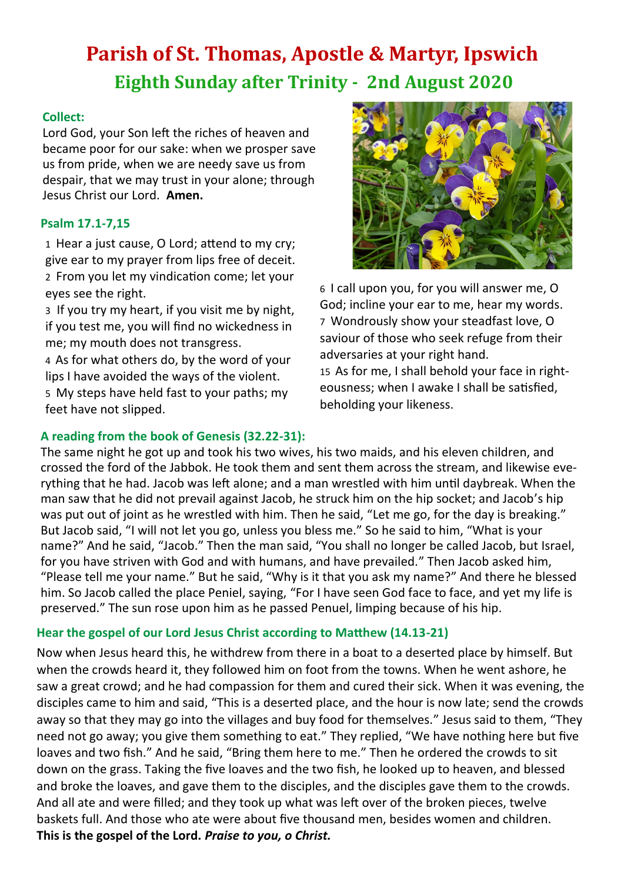# Parish of St. Thomas, Apostle & Martyr, Ipswich

## Eighth Sunday after Trinity - 2nd August 2020

### Collect:

Lord God, your Son left the riches of heaven and became poor for our sake: when we prosper save us from pride, when we are needy save us from despair, that we may trust in your alone; through Jesus Christ our Lord. **Amen.**

### Psalm 17.1-7,15

1 Hear a just cause, O Lord; attend to my cry; give ear to my prayer from lips free of deceit.
2 From you let my vindication come; let your eyes see the right.
3 If you try my heart, if you visit me by night, if you test me, you will find no wickedness in me; my mouth does not transgress.
4 As for what others do, by the word of your lips I have avoided the ways of the violent.
5 My steps have held fast to your paths; my feet have not slipped.
6 I call upon you, for you will answer me, O God; incline your ear to me, hear my words.
7 Wondrously show your steadfast love, O saviour of those who seek refuge from their adversaries at your right hand.
15 As for me, I shall behold your face in righteousness; when I awake I shall be satisfied, beholding your likeness.

### A reading from the book of Genesis (32.22-31):

The same night he got up and took his two wives, his two maids, and his eleven children, and crossed the ford of the Jabbok. He took them and sent them across the stream, and likewise everything that he had. Jacob was left alone; and a man wrestled with him until daybreak. When the man saw that he did not prevail against Jacob, he struck him on the hip socket; and Jacob's hip was put out of joint as he wrestled with him. Then he said, "Let me go, for the day is breaking." But Jacob said, "I will not let you go, unless you bless me." So he said to him, "What is your name?" And he said, "Jacob." Then the man said, "You shall no longer be called Jacob, but Israel, for you have striven with God and with humans, and have prevailed." Then Jacob asked him, "Please tell me your name." But he said, "Why is it that you ask my name?" And there he blessed him. So Jacob called the place Peniel, saying, "For I have seen God face to face, and yet my life is preserved." The sun rose upon him as he passed Penuel, limping because of his hip.

### Hear the gospel of our Lord Jesus Christ according to Matthew (14.13-21)

Now when Jesus heard this, he withdrew from there in a boat to a deserted place by himself. But when the crowds heard it, they followed him on foot from the towns. When he went ashore, he saw a great crowd; and he had compassion for them and cured their sick. When it was evening, the disciples came to him and said, "This is a deserted place, and the hour is now late; send the crowds away so that they may go into the villages and buy food for themselves." Jesus said to them, "They need not go away; you give them something to eat." They replied, "We have nothing here but five loaves and two fish." And he said, "Bring them here to me." Then he ordered the crowds to sit down on the grass. Taking the five loaves and the two fish, he looked up to heaven, and blessed and broke the loaves, and gave them to the disciples, and the disciples gave them to the crowds. And all ate and were filled; and they took up what was left over of the broken pieces, twelve baskets full. And those who ate were about five thousand men, besides women and children.
**This is the gospel of the Lord.** ***Praise to you, o Christ.***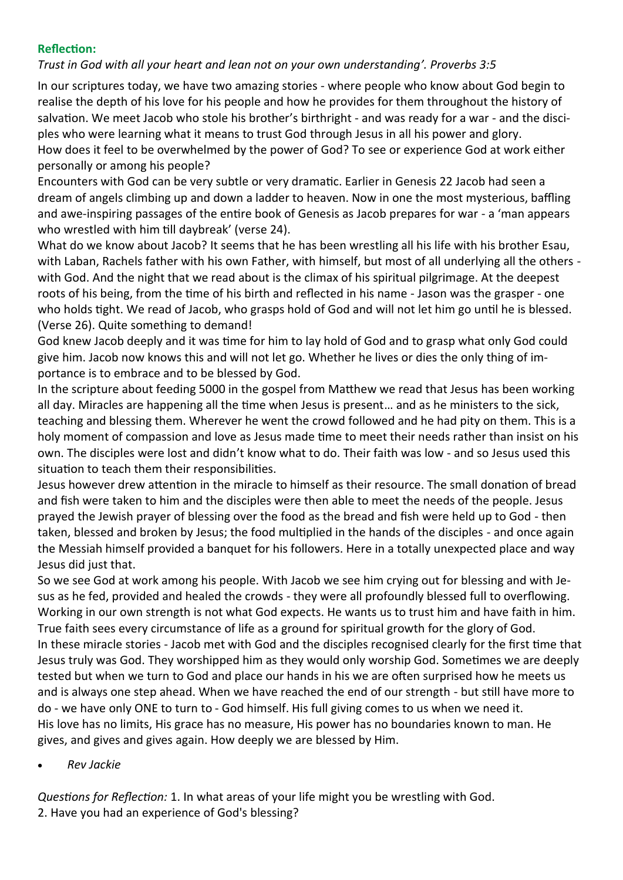**Reflection:**

*Trust in God with all your heart and lean not on your own understanding'. Proverbs 3:5*

In our scriptures today, we have two amazing stories - where people who know about God begin to realise the depth of his love for his people and how he provides for them throughout the history of salvation. We meet Jacob who stole his brother's birthright - and was ready for a war - and the disciples who were learning what it means to trust God through Jesus in all his power and glory.
How does it feel to be overwhelmed by the power of God? To see or experience God at work either personally or among his people?

Encounters with God can be very subtle or very dramatic. Earlier in Genesis 22 Jacob had seen a dream of angels climbing up and down a ladder to heaven. Now in one the most mysterious, baffling and awe-inspiring passages of the entire book of Genesis as Jacob prepares for war - a 'man appears who wrestled with him till daybreak' (verse 24).

What do we know about Jacob? It seems that he has been wrestling all his life with his brother Esau, with Laban, Rachels father with his own Father, with himself, but most of all underlying all the others - with God. And the night that we read about is the climax of his spiritual pilgrimage. At the deepest roots of his being, from the time of his birth and reflected in his name - Jason was the grasper - one who holds tight. We read of Jacob, who grasps hold of God and will not let him go until he is blessed. (Verse 26). Quite something to demand!

God knew Jacob deeply and it was time for him to lay hold of God and to grasp what only God could give him. Jacob now knows this and will not let go. Whether he lives or dies the only thing of importance is to embrace and to be blessed by God.

In the scripture about feeding 5000 in the gospel from Matthew we read that Jesus has been working all day. Miracles are happening all the time when Jesus is present… and as he ministers to the sick, teaching and blessing them. Wherever he went the crowd followed and he had pity on them. This is a holy moment of compassion and love as Jesus made time to meet their needs rather than insist on his own. The disciples were lost and didn't know what to do. Their faith was low - and so Jesus used this situation to teach them their responsibilities.

Jesus however drew attention in the miracle to himself as their resource. The small donation of bread and fish were taken to him and the disciples were then able to meet the needs of the people. Jesus prayed the Jewish prayer of blessing over the food as the bread and fish were held up to God - then taken, blessed and broken by Jesus; the food multiplied in the hands of the disciples - and once again the Messiah himself provided a banquet for his followers. Here in a totally unexpected place and way Jesus did just that.

So we see God at work among his people. With Jacob we see him crying out for blessing and with Jesus as he fed, provided and healed the crowds - they were all profoundly blessed full to overflowing. Working in our own strength is not what God expects. He wants us to trust him and have faith in him. True faith sees every circumstance of life as a ground for spiritual growth for the glory of God.

In these miracle stories - Jacob met with God and the disciples recognised clearly for the first time that Jesus truly was God. They worshipped him as they would only worship God. Sometimes we are deeply tested but when we turn to God and place our hands in his we are often surprised how he meets us and is always one step ahead. When we have reached the end of our strength - but still have more to do - we have only ONE to turn to - God himself. His full giving comes to us when we need it.

His love has no limits, His grace has no measure, His power has no boundaries known to man. He gives, and gives and gives again. How deeply we are blessed by Him.

- *Rev Jackie*

*Questions for Reflection:* 1. In what areas of your life might you be wrestling with God.
2. Have you had an experience of God's blessing?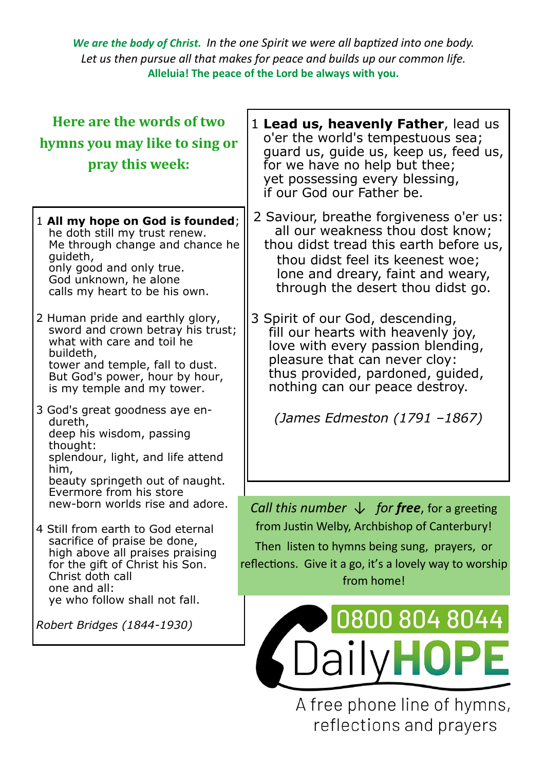***We are the body of Christ.*** *In the one Spirit we were all baptized into one body.*
*Let us then pursue all that makes for peace and builds up our common life.*
**Alleluia! The peace of the Lord be always with you.**

## Here are the words of two hymns you may like to sing or pray this week:

1 **All my hope on God is founded**;
he doth still my trust renew.
Me through change and chance he guideth,
only good and only true.
God unknown, he alone
calls my heart to be his own.

2 Human pride and earthly glory,
sword and crown betray his trust;
what with care and toil he buildeth,
tower and temple, fall to dust.
But God's power, hour by hour,
is my temple and my tower.

3 God's great goodness aye endureth,
deep his wisdom, passing thought:
splendour, light, and life attend him,
beauty springeth out of naught.
Evermore from his store
new-born worlds rise and adore.

4 Still from earth to God eternal
sacrifice of praise be done,
high above all praises praising
for the gift of Christ his Son.
Christ doth call
one and all:
ye who follow shall not fall.

*Robert Bridges (1844-1930)*

1 **Lead us, heavenly Father**, lead us
o'er the world's tempestuous sea;
guard us, guide us, keep us, feed us,
for we have no help but thee;
yet possessing every blessing,
if our God our Father be.

2 Saviour, breathe forgiveness o'er us:
all our weakness thou dost know;
thou didst tread this earth before us,
thou didst feel its keenest woe;
lone and dreary, faint and weary,
through the desert thou didst go.

3 Spirit of our God, descending,
fill our hearts with heavenly joy,
love with every passion blending,
pleasure that can never cloy:
thus provided, pardoned, guided,
nothing can our peace destroy.

*(James Edmeston (1791 –1867)*

*Call this number ↓ for* ***free***, for a greeting from Justin Welby, Archbishop of Canterbury! Then listen to hymns being sung, prayers, or reflections. Give it a go, it's a lovely way to worship from home!

**0800 804 8044**

**DailyHOPE**

A free phone line of hymns, reflections and prayers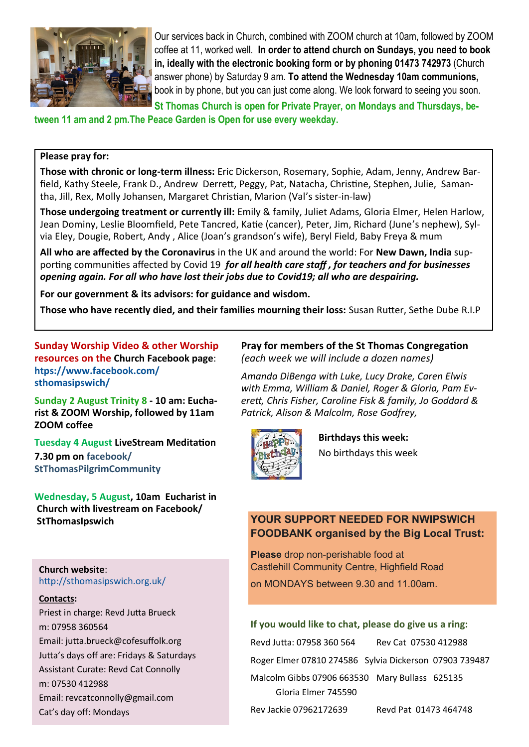Our services back in Church, combined with ZOOM church at 10am, followed by ZOOM coffee at 11, worked well. **In order to attend church on Sundays, you need to book in, ideally with the electronic booking form or by phoning 01473 742973** (Church answer phone) by Saturday 9 am. **To attend the Wednesday 10am communions,** book in by phone, but you can just come along. We look forward to seeing you soon.

**St Thomas Church is open for Private Prayer, on Mondays and Thursdays, between 11 am and 2 pm.The Peace Garden is Open for use every weekday.**

**Please pray for:**

**Those with chronic or long-term illness:** Eric Dickerson, Rosemary, Sophie, Adam, Jenny, Andrew Barfield, Kathy Steele, Frank D., Andrew Derrett, Peggy, Pat, Natacha, Christine, Stephen, Julie, Samantha, Jill, Rex, Molly Johansen, Margaret Christian, Marion (Val's sister-in-law)

**Those undergoing treatment or currently ill:** Emily & family, Juliet Adams, Gloria Elmer, Helen Harlow, Jean Dominy, Leslie Bloomfield, Pete Tancred, Katie (cancer), Peter, Jim, Richard (June's nephew), Sylvia Eley, Dougie, Robert, Andy , Alice (Joan's grandson's wife), Beryl Field, Baby Freya & mum

**All who are affected by the Coronavirus** in the UK and around the world: For **New Dawn, India** supporting communities affected by Covid 19 ***for all health care staff , for teachers and for businesses opening again. For all who have lost their jobs due to Covid19; all who are despairing.***

**For our government & its advisors: for guidance and wisdom.**

**Those who have recently died, and their families mourning their loss:** Susan Rutter, Sethe Dube R.I.P

**Sunday Worship Video & other Worship resources on the Church Facebook page**: **https://www.facebook.com/sthomasipswich/**

**Sunday 2 August Trinity 8 - 10 am: Eucharist & ZOOM Worship, followed by 11am ZOOM coffee**

**Tuesday 4 August LiveStream Meditation 7.30 pm on facebook/StThomasPilgrimCommunity**

**Wednesday, 5 August, 10am Eucharist in Church with livestream on Facebook/StThomasIpswich**

**Church website**:
http://sthomasipswich.org.uk/

**Contacts:**
Priest in charge: Revd Jutta Brueck
m: 07958 360564
Email: jutta.brueck@cofesuffolk.org
Jutta's days off are: Fridays & Saturdays
Assistant Curate: Revd Cat Connolly
m: 07530 412988
Email: revcatconnolly@gmail.com
Cat's day off: Mondays

**Pray for members of the St Thomas Congregation**
*(each week we will include a dozen names)*

*Amanda DiBenga with Luke, Lucy Drake, Caren Elwis with Emma, William & Daniel, Roger & Gloria, Pam Everett, Chris Fisher, Caroline Fisk & family, Jo Goddard & Patrick, Alison & Malcolm, Rose Godfrey,*

**Birthdays this week:**
No birthdays this week

**YOUR SUPPORT NEEDED FOR NWIPSWICH FOODBANK organised by the Big Local Trust:**

**Please** drop non-perishable food at Castlehill Community Centre, Highfield Road on MONDAYS between 9.30 and 11.00am.

**If you would like to chat, please do give us a ring:**

Revd Jutta: 07958 360 564 Rev Cat 07530 412988
Roger Elmer 07810 274586 Sylvia Dickerson 07903 739487
Malcolm Gibbs 07906 663530 Mary Bullass 625135
Gloria Elmer 745590
Rev Jackie 07962172639 Revd Pat 01473 464748